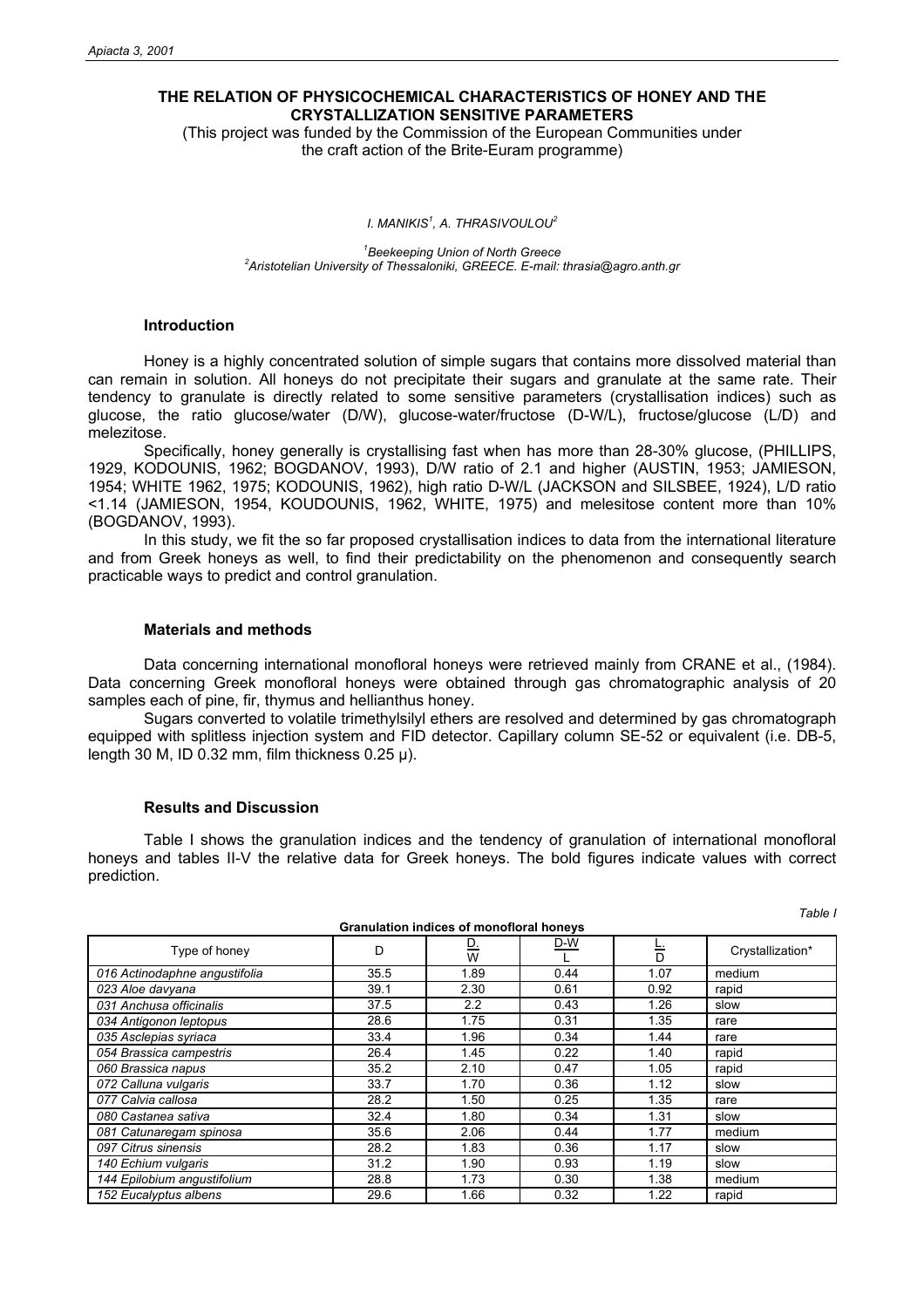# THE RELATION OF PHYSICOCHEMICAL CHARACTERISTICS OF HONEY AND THE CRYSTALLIZATION SENSITIVE PARAMETERS

(This project was funded by the Commission of the European Communities under the craft action of the Brite-Euram programme)

*I. MANIKIS[1], A. THRASIVOULOU[2]*

*[1]Beekeeping Union of North Greece*
*[2]Aristotelian University of Thessaloniki, GREECE. E-mail: thrasia@agro.anth.gr*

### Introduction

Honey is a highly concentrated solution of simple sugars that contains more dissolved material than can remain in solution. All honeys do not precipitate their sugars and granulate at the same rate. Their tendency to granulate is directly related to some sensitive parameters (crystallisation indices) such as glucose, the ratio glucose/water (D/W), glucose-water/fructose (D-W/L), fructose/glucose (L/D) and melezitose.

Specifically, honey generally is crystallising fast when has more than 28-30% glucose, (PHILLIPS, 1929, KODOUNIS, 1962; BOGDANOV, 1993), D/W ratio of 2.1 and higher (AUSTIN, 1953; JAMIESON, 1954; WHITE 1962, 1975; KODOUNIS, 1962), high ratio D-W/L (JACKSON and SILSBEE, 1924), L/D ratio <1.14 (JAMIESON, 1954, KOUDOUNIS, 1962, WHITE, 1975) and melesitose content more than 10% (BOGDANOV, 1993).

In this study, we fit the so far proposed crystallisation indices to data from the international literature and from Greek honeys as well, to find their predictability on the phenomenon and consequently search practicable ways to predict and control granulation.

### Materials and methods

Data concerning international monofloral honeys were retrieved mainly from CRANE et al., (1984). Data concerning Greek monofloral honeys were obtained through gas chromatographic analysis of 20 samples each of pine, fir, thymus and hellianthus honey.

Sugars converted to volatile trimethylsilyl ethers are resolved and determined by gas chromatograph equipped with splitless injection system and FID detector. Capillary column SE-52 or equivalent (i.e. DB-5, length 30 M, ID 0.32 mm, film thickness 0.25 μ).

### Results and Discussion

Table I shows the granulation indices and the tendency of granulation of international monofloral honeys and tables II-V the relative data for Greek honeys. The bold figures indicate values with correct prediction.

*Table I*

**Granulation indices of monofloral honeys**

| Type of honey | D | $\frac{D}{W}$ | $\frac{D-W}{L}$ | $\frac{L}{D}$ | Crystallization* |
|---|---|---|---|---|---|
| *016 Actinodaphne angustifolia* | 35.5 | 1.89 | 0.44 | 1.07 | medium |
| *023 Aloe davyana* | 39.1 | 2.30 | 0.61 | 0.92 | rapid |
| *031 Anchusa officinalis* | 37.5 | 2.2 | 0.43 | 1.26 | slow |
| *034 Antigonon leptopus* | 28.6 | 1.75 | 0.31 | 1.35 | rare |
| *035 Asclepias syriaca* | 33.4 | 1.96 | 0.34 | 1.44 | rare |
| *054 Brassica campestris* | 26.4 | 1.45 | 0.22 | 1.40 | rapid |
| *060 Brassica napus* | 35.2 | 2.10 | 0.47 | 1.05 | rapid |
| *072 Calluna vulgaris* | 33.7 | 1.70 | 0.36 | 1.12 | slow |
| *077 Calvia callosa* | 28.2 | 1.50 | 0.25 | 1.35 | rare |
| *080 Castanea sativa* | 32.4 | 1.80 | 0.34 | 1.31 | slow |
| *081 Catunaregam spinosa* | 35.6 | 2.06 | 0.44 | 1.77 | medium |
| *097 Citrus sinensis* | 28.2 | 1.83 | 0.36 | 1.17 | slow |
| *140 Echium vulgaris* | 31.2 | 1.90 | 0.93 | 1.19 | slow |
| *144 Epilobium angustifolium* | 28.8 | 1.73 | 0.30 | 1.38 | medium |
| *152 Eucalyptus albens* | 29.6 | 1.66 | 0.32 | 1.22 | rapid |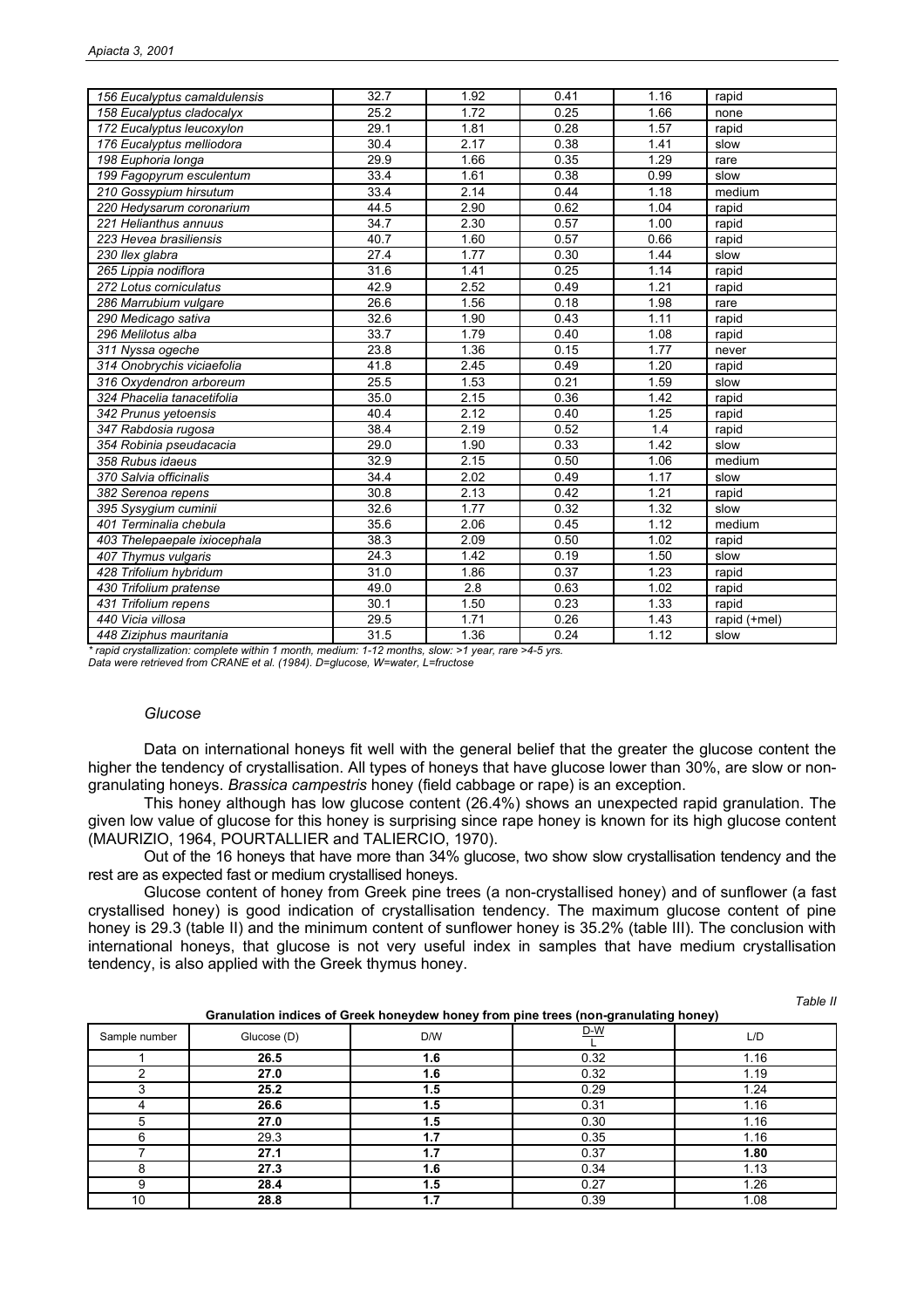| 156 *Eucalyptus camaldulensis* | 32.7 | 1.92 | 0.41 | 1.16 | rapid |
|---|---|---|---|---|---|
| 158 *Eucalyptus cladocalyx* | 25.2 | 1.72 | 0.25 | 1.66 | none |
| 172 *Eucalyptus leucoxylon* | 29.1 | 1.81 | 0.28 | 1.57 | rapid |
| 176 *Eucalyptus melliodora* | 30.4 | 2.17 | 0.38 | 1.41 | slow |
| 198 *Euphoria longa* | 29.9 | 1.66 | 0.35 | 1.29 | rare |
| 199 *Fagopyrum esculentum* | 33.4 | 1.61 | 0.38 | 0.99 | slow |
| 210 *Gossypium hirsutum* | 33.4 | 2.14 | 0.44 | 1.18 | medium |
| 220 *Hedysarum coronarium* | 44.5 | 2.90 | 0.62 | 1.04 | rapid |
| 221 *Helianthus annuus* | 34.7 | 2.30 | 0.57 | 1.00 | rapid |
| 223 *Hevea brasiliensis* | 40.7 | 1.60 | 0.57 | 0.66 | rapid |
| 230 *Ilex glabra* | 27.4 | 1.77 | 0.30 | 1.44 | slow |
| 265 *Lippia nodiflora* | 31.6 | 1.41 | 0.25 | 1.14 | rapid |
| 272 *Lotus corniculatus* | 42.9 | 2.52 | 0.49 | 1.21 | rapid |
| 286 *Marrubium vulgare* | 26.6 | 1.56 | 0.18 | 1.98 | rare |
| 290 *Medicago sativa* | 32.6 | 1.90 | 0.43 | 1.11 | rapid |
| 296 *Melilotus alba* | 33.7 | 1.79 | 0.40 | 1.08 | rapid |
| 311 *Nyssa ogeche* | 23.8 | 1.36 | 0.15 | 1.77 | never |
| 314 *Onobrychis viciaefolia* | 41.8 | 2.45 | 0.49 | 1.20 | rapid |
| 316 *Oxydendron arboreum* | 25.5 | 1.53 | 0.21 | 1.59 | slow |
| 324 *Phacelia tanacetifolia* | 35.0 | 2.15 | 0.36 | 1.42 | rapid |
| 342 *Prunus yetoensis* | 40.4 | 2.12 | 0.40 | 1.25 | rapid |
| 347 *Rabdosia rugosa* | 38.4 | 2.19 | 0.52 | 1.4 | rapid |
| 354 *Robinia pseudacacia* | 29.0 | 1.90 | 0.33 | 1.42 | slow |
| 358 *Rubus idaeus* | 32.9 | 2.15 | 0.50 | 1.06 | medium |
| 370 *Salvia officinalis* | 34.4 | 2.02 | 0.49 | 1.17 | slow |
| 382 *Serenoa repens* | 30.8 | 2.13 | 0.42 | 1.21 | rapid |
| 395 *Sysygium cuminii* | 32.6 | 1.77 | 0.32 | 1.32 | slow |
| 401 *Terminalia chebula* | 35.6 | 2.06 | 0.45 | 1.12 | medium |
| 403 *Thelepaepale ixiocephala* | 38.3 | 2.09 | 0.50 | 1.02 | rapid |
| 407 *Thymus vulgaris* | 24.3 | 1.42 | 0.19 | 1.50 | slow |
| 428 *Trifolium hybridum* | 31.0 | 1.86 | 0.37 | 1.23 | rapid |
| 430 *Trifolium pratense* | 49.0 | 2.8 | 0.63 | 1.02 | rapid |
| 431 *Trifolium repens* | 30.1 | 1.50 | 0.23 | 1.33 | rapid |
| 440 *Vicia villosa* | 29.5 | 1.71 | 0.26 | 1.43 | rapid (+mel) |
| 448 *Ziziphus mauritania* | 31.5 | 1.36 | 0.24 | 1.12 | slow |

*\* rapid crystallization: complete within 1 month, medium: 1-12 months, slow: >1 year, rare >4-5 yrs.*
*Data were retrieved from CRANE et al. (1984). D=glucose, W=water, L=fructose*

### *Glucose*

Data on international honeys fit well with the general belief that the greater the glucose content the higher the tendency of crystallisation. All types of honeys that have glucose lower than 30%, are slow or non-granulating honeys. *Brassica campestris* honey (field cabbage or rape) is an exception.

This honey although has low glucose content (26.4%) shows an unexpected rapid granulation. The given low value of glucose for this honey is surprising since rape honey is known for its high glucose content (MAURIZIO, 1964, POURTALLIER and TALIERCIO, 1970).

Out of the 16 honeys that have more than 34% glucose, two show slow crystallisation tendency and the rest are as expected fast or medium crystallised honeys.

Glucose content of honey from Greek pine trees (a non-crystallised honey) and of sunflower (a fast crystallised honey) is good indication of crystallisation tendency. The maximum glucose content of pine honey is 29.3 (table II) and the minimum content of sunflower honey is 35.2% (table III). The conclusion with international honeys, that glucose is not very useful index in samples that have medium crystallisation tendency, is also applied with the Greek thymus honey.

*Table II*

**Granulation indices of Greek honeydew honey from pine trees (non-granulating honey)**

| Sample number | Glucose (D) | D/W | $\frac{D-W}{L}$ | L/D |
|---|---|---|---|---|
| 1 | **26.5** | **1.6** | 0.32 | 1.16 |
| 2 | **27.0** | **1.6** | 0.32 | 1.19 |
| 3 | **25.2** | **1.5** | 0.29 | 1.24 |
| 4 | **26.6** | **1.5** | 0.31 | 1.16 |
| 5 | **27.0** | **1.5** | 0.30 | 1.16 |
| 6 | 29.3 | **1.7** | 0.35 | 1.16 |
| 7 | **27.1** | **1.7** | 0.37 | **1.80** |
| 8 | **27.3** | **1.6** | 0.34 | 1.13 |
| 9 | **28.4** | **1.5** | 0.27 | 1.26 |
| 10 | **28.8** | **1.7** | 0.39 | 1.08 |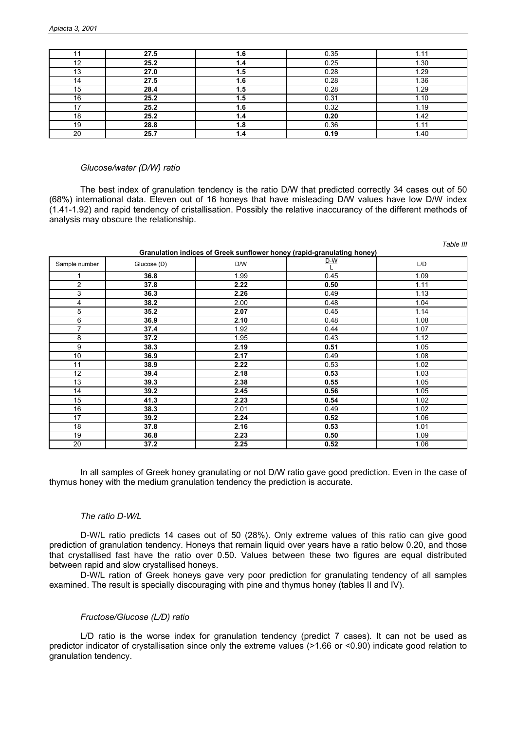| 11 | **27.5** | **1.6** | 0.35 | 1.11 |
|---|---|---|---|---|
| 12 | **25.2** | **1.4** | 0.25 | 1.30 |
| 13 | **27.0** | **1.5** | 0.28 | 1.29 |
| 14 | **27.5** | **1.6** | 0.28 | 1.36 |
| 15 | **28.4** | **1.5** | 0.28 | 1.29 |
| 16 | **25.2** | **1.5** | 0.31 | 1.10 |
| 17 | **25.2** | **1.6** | 0.32 | 1.19 |
| 18 | **25.2** | **1.4** | **0.20** | 1.42 |
| 19 | **28.8** | **1.8** | 0.36 | 1.11 |
| 20 | **25.7** | **1.4** | **0.19** | 1.40 |

### *Glucose/water (D/W) ratio*

The best index of granulation tendency is the ratio D/W that predicted correctly 34 cases out of 50 (68%) international data. Eleven out of 16 honeys that have misleading D/W values have low D/W index (1.41-1.92) and rapid tendency of cristallisation. Possibly the relative inaccurancy of the different methods of analysis may obscure the relationship.

*Table III*

**Granulation indices of Greek sunflower honey (rapid-granulating honey)**

| Sample number | Glucose (D) | D/W | $\frac{D-W}{L}$ | L/D |
|---|---|---|---|---|
| 1 | **36.8** | 1.99 | 0.45 | 1.09 |
| 2 | **37.8** | **2.22** | **0.50** | 1.11 |
| 3 | **36.3** | **2.26** | 0.49 | 1.13 |
| 4 | **38.2** | 2.00 | 0.48 | 1.04 |
| 5 | **35.2** | **2.07** | 0.45 | 1.14 |
| 6 | **36.9** | **2.10** | 0.48 | 1.08 |
| 7 | **37.4** | 1.92 | 0.44 | 1.07 |
| 8 | **37.2** | 1.95 | 0.43 | 1.12 |
| 9 | **38.3** | **2.19** | **0.51** | 1.05 |
| 10 | **36.9** | **2.17** | 0.49 | 1.08 |
| 11 | **38.9** | **2.22** | 0.53 | 1.02 |
| 12 | **39.4** | **2.18** | **0.53** | 1.03 |
| 13 | **39.3** | **2.38** | **0.55** | 1.05 |
| 14 | **39.2** | **2.45** | **0.56** | 1.05 |
| 15 | **41.3** | **2.23** | **0.54** | 1.02 |
| 16 | **38.3** | 2.01 | 0.49 | 1.02 |
| 17 | **39.2** | **2.24** | **0.52** | 1.06 |
| 18 | **37.8** | **2.16** | **0.53** | 1.01 |
| 19 | **36.8** | **2.23** | **0.50** | 1.09 |
| 20 | **37.2** | **2.25** | **0.52** | 1.06 |

In all samples of Greek honey granulating or not D/W ratio gave good prediction. Even in the case of thymus honey with the medium granulation tendency the prediction is accurate.

### *The ratio D-W/L*

D-W/L ratio predicts 14 cases out of 50 (28%). Only extreme values of this ratio can give good prediction of granulation tendency. Honeys that remain liquid over years have a ratio below 0.20, and those that crystallised fast have the ratio over 0.50. Values between these two figures are equal distributed between rapid and slow crystallised honeys.

D-W/L ration of Greek honeys gave very poor prediction for granulating tendency of all samples examined. The result is specially discouraging with pine and thymus honey (tables II and IV).

### *Fructose/Glucose (L/D) ratio*

L/D ratio is the worse index for granulation tendency (predict 7 cases). It can not be used as predictor indicator of crystallisation since only the extreme values (>1.66 or <0.90) indicate good relation to granulation tendency.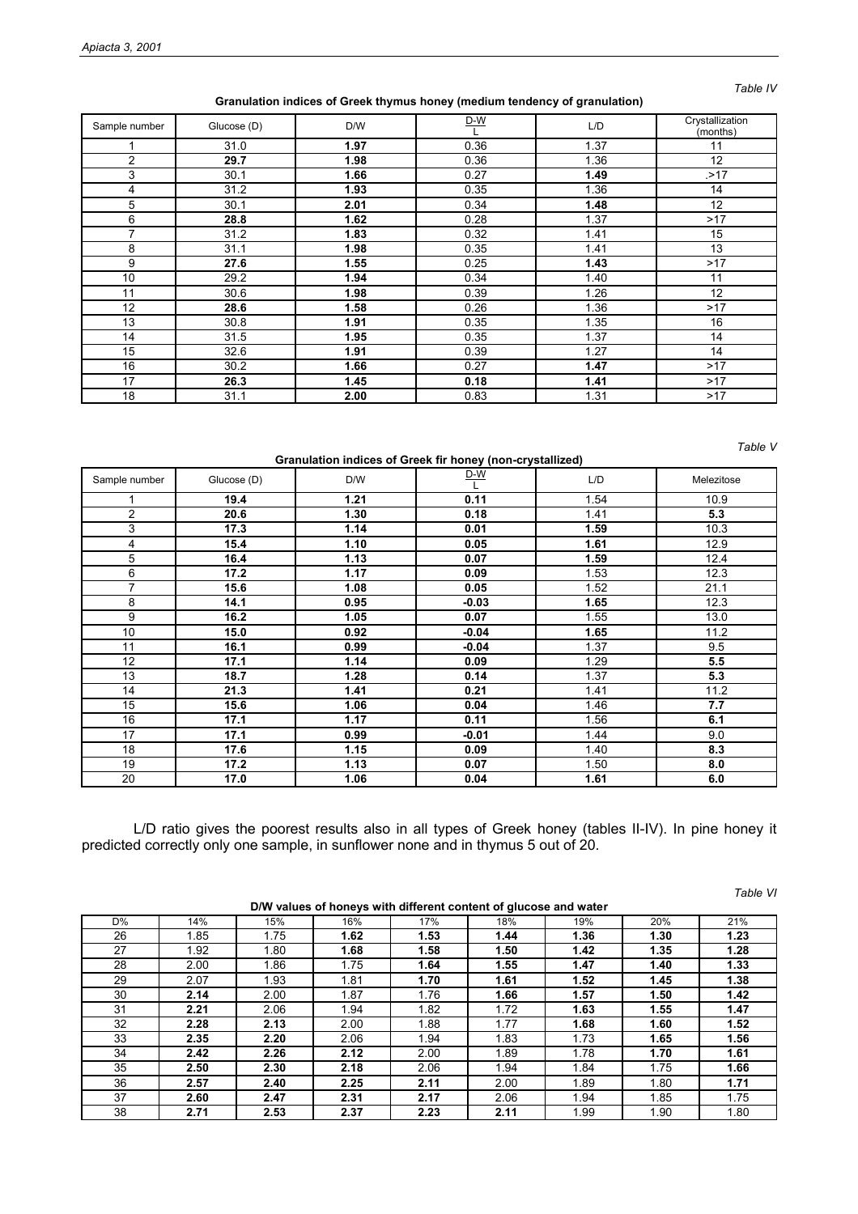*Table IV*

**Granulation indices of Greek thymus honey (medium tendency of granulation)**

| Sample number | Glucose (D) | D/W | $\frac{D-W}{L}$ | L/D | Crystallization (months) |
|---|---|---|---|---|---|
| 1 | 31.0 | **1.97** | 0.36 | 1.37 | 11 |
| 2 | **29.7** | **1.98** | 0.36 | 1.36 | 12 |
| 3 | 30.1 | **1.66** | 0.27 | **1.49** | .>17 |
| 4 | 31.2 | **1.93** | 0.35 | 1.36 | 14 |
| 5 | 30.1 | **2.01** | 0.34 | **1.48** | 12 |
| 6 | **28.8** | **1.62** | 0.28 | 1.37 | >17 |
| 7 | 31.2 | **1.83** | 0.32 | 1.41 | 15 |
| 8 | 31.1 | **1.98** | 0.35 | 1.41 | 13 |
| 9 | **27.6** | **1.55** | 0.25 | **1.43** | >17 |
| 10 | 29.2 | **1.94** | 0.34 | 1.40 | 11 |
| 11 | 30.6 | **1.98** | 0.39 | 1.26 | 12 |
| 12 | **28.6** | **1.58** | 0.26 | 1.36 | >17 |
| 13 | 30.8 | **1.91** | 0.35 | 1.35 | 16 |
| 14 | 31.5 | **1.95** | 0.35 | 1.37 | 14 |
| 15 | 32.6 | **1.91** | 0.39 | 1.27 | 14 |
| 16 | 30.2 | **1.66** | 0.27 | **1.47** | >17 |
| 17 | **26.3** | **1.45** | **0.18** | **1.41** | >17 |
| 18 | 31.1 | **2.00** | 0.83 | 1.31 | >17 |

*Table V*

**Granulation indices of Greek fir honey (non-crystallized)**

| Sample number | Glucose (D) | D/W | $\frac{D-W}{L}$ | L/D | Melezitose |
|---|---|---|---|---|---|
| 1 | **19.4** | **1.21** | **0.11** | 1.54 | 10.9 |
| 2 | **20.6** | **1.30** | **0.18** | 1.41 | **5.3** |
| 3 | **17.3** | **1.14** | **0.01** | **1.59** | 10.3 |
| 4 | **15.4** | **1.10** | **0.05** | **1.61** | 12.9 |
| 5 | **16.4** | **1.13** | **0.07** | **1.59** | 12.4 |
| 6 | **17.2** | **1.17** | **0.09** | 1.53 | 12.3 |
| 7 | **15.6** | **1.08** | **0.05** | 1.52 | 21.1 |
| 8 | **14.1** | **0.95** | **-0.03** | **1.65** | 12.3 |
| 9 | **16.2** | **1.05** | **0.07** | 1.55 | 13.0 |
| 10 | **15.0** | **0.92** | **-0.04** | **1.65** | 11.2 |
| 11 | **16.1** | **0.99** | **-0.04** | 1.37 | 9.5 |
| 12 | **17.1** | **1.14** | **0.09** | 1.29 | **5.5** |
| 13 | **18.7** | **1.28** | **0.14** | 1.37 | **5.3** |
| 14 | **21.3** | **1.41** | **0.21** | 1.41 | 11.2 |
| 15 | **15.6** | **1.06** | **0.04** | 1.46 | **7.7** |
| 16 | **17.1** | **1.17** | **0.11** | 1.56 | **6.1** |
| 17 | **17.1** | **0.99** | **-0.01** | 1.44 | 9.0 |
| 18 | **17.6** | **1.15** | **0.09** | 1.40 | **8.3** |
| 19 | **17.2** | **1.13** | **0.07** | 1.50 | **8.0** |
| 20 | **17.0** | **1.06** | **0.04** | **1.61** | **6.0** |

L/D ratio gives the poorest results also in all types of Greek honey (tables II-IV). In pine honey it predicted correctly only one sample, in sunflower none and in thymus 5 out of 20.

*Table VI*

**D/W values of honeys with different content of glucose and water**

| D% | 14% | 15% | 16% | 17% | 18% | 19% | 20% | 21% |
|---|---|---|---|---|---|---|---|---|
| 26 | 1.85 | 1.75 | **1.62** | **1.53** | **1.44** | **1.36** | **1.30** | **1.23** |
| 27 | 1.92 | 1.80 | **1.68** | **1.58** | **1.50** | **1.42** | **1.35** | **1.28** |
| 28 | 2.00 | 1.86 | 1.75 | **1.64** | **1.55** | **1.47** | **1.40** | **1.33** |
| 29 | 2.07 | 1.93 | 1.81 | **1.70** | **1.61** | **1.52** | **1.45** | **1.38** |
| 30 | **2.14** | 2.00 | 1.87 | 1.76 | **1.66** | **1.57** | **1.50** | **1.42** |
| 31 | **2.21** | 2.06 | 1.94 | 1.82 | 1.72 | **1.63** | **1.55** | **1.47** |
| 32 | **2.28** | **2.13** | 2.00 | 1.88 | 1.77 | **1.68** | **1.60** | **1.52** |
| 33 | **2.35** | **2.20** | 2.06 | 1.94 | 1.83 | 1.73 | **1.65** | **1.56** |
| 34 | **2.42** | **2.26** | **2.12** | 2.00 | 1.89 | 1.78 | **1.70** | **1.61** |
| 35 | **2.50** | **2.30** | **2.18** | 2.06 | 1.94 | 1.84 | 1.75 | **1.66** |
| 36 | **2.57** | **2.40** | **2.25** | **2.11** | 2.00 | 1.89 | 1.80 | **1.71** |
| 37 | **2.60** | **2.47** | **2.31** | **2.17** | 2.06 | 1.94 | 1.85 | 1.75 |
| 38 | **2.71** | **2.53** | **2.37** | **2.23** | **2.11** | 1.99 | 1.90 | 1.80 |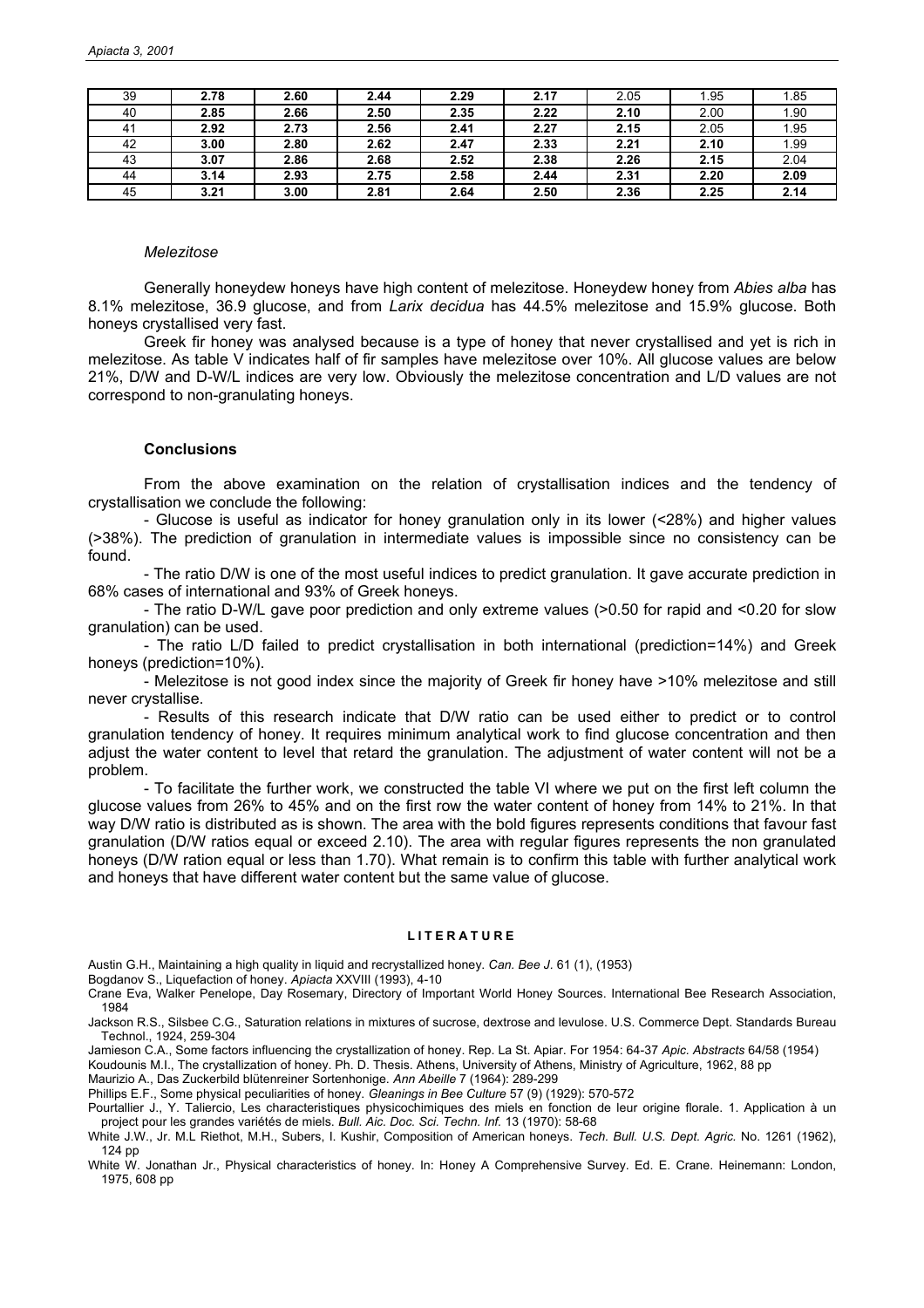| | | | | | | | |
|---|---|---|---|---|---|---|---|
| 39 | **2.78** | **2.60** | **2.44** | **2.29** | **2.17** | 2.05 | 1.95 | 1.85 |
| 40 | **2.85** | **2.66** | **2.50** | **2.35** | **2.22** | **2.10** | 2.00 | 1.90 |
| 41 | **2.92** | **2.73** | **2.56** | **2.41** | **2.27** | **2.15** | 2.05 | 1.95 |
| 42 | **3.00** | **2.80** | **2.62** | **2.47** | **2.33** | **2.21** | **2.10** | 1.99 |
| 43 | **3.07** | **2.86** | **2.68** | **2.52** | **2.38** | **2.26** | **2.15** | 2.04 |
| 44 | **3.14** | **2.93** | **2.75** | **2.58** | **2.44** | **2.31** | **2.20** | **2.09** |
| 45 | **3.21** | **3.00** | **2.81** | **2.64** | **2.50** | **2.36** | **2.25** | **2.14** |

*Melezitose*

Generally honeydew honeys have high content of melezitose. Honeydew honey from *Abies alba* has 8.1% melezitose, 36.9 glucose, and from *Larix decidua* has 44.5% melezitose and 15.9% glucose. Both honeys crystallised very fast.

Greek fir honey was analysed because is a type of honey that never crystallised and yet is rich in melezitose. As table V indicates half of fir samples have melezitose over 10%. All glucose values are below 21%, D/W and D-W/L indices are very low. Obviously the melezitose concentration and L/D values are not correspond to non-granulating honeys.

**Conclusions**

From the above examination on the relation of crystallisation indices and the tendency of crystallisation we conclude the following:

- Glucose is useful as indicator for honey granulation only in its lower (<28%) and higher values (>38%). The prediction of granulation in intermediate values is impossible since no consistency can be found.
- The ratio D/W is one of the most useful indices to predict granulation. It gave accurate prediction in 68% cases of international and 93% of Greek honeys.
- The ratio D-W/L gave poor prediction and only extreme values (>0.50 for rapid and <0.20 for slow granulation) can be used.
- The ratio L/D failed to predict crystallisation in both international (prediction=14%) and Greek honeys (prediction=10%).
- Melezitose is not good index since the majority of Greek fir honey have >10% melezitose and still never crystallise.
- Results of this research indicate that D/W ratio can be used either to predict or to control granulation tendency of honey. It requires minimum analytical work to find glucose concentration and then adjust the water content to level that retard the granulation. The adjustment of water content will not be a problem.
- To facilitate the further work, we constructed the table VI where we put on the first left column the glucose values from 26% to 45% and on the first row the water content of honey from 14% to 21%. In that way D/W ratio is distributed as is shown. The area with the bold figures represents conditions that favour fast granulation (D/W ratios equal or exceed 2.10). The area with regular figures represents the non granulated honeys (D/W ration equal or less than 1.70). What remain is to confirm this table with further analytical work and honeys that have different water content but the same value of glucose.

**LITERATURE**

Austin G.H., Maintaining a high quality in liquid and recrystallized honey. *Can. Bee J.* 61 (1), (1953)

Bogdanov S., Liquefaction of honey. *Apiacta* XXVIII (1993), 4-10

Crane Eva, Walker Penelope, Day Rosemary, Directory of Important World Honey Sources. International Bee Research Association, 1984

Jackson R.S., Silsbee C.G., Saturation relations in mixtures of sucrose, dextrose and levulose. U.S. Commerce Dept. Standards Bureau Technol., 1924, 259-304

Jamieson C.A., Some factors influencing the crystallization of honey. Rep. La St. Apiar. For 1954: 64-37 *Apic. Abstracts* 64/58 (1954)

Koudounis M.I., The crystallization of honey. Ph. D. Thesis. Athens, University of Athens, Ministry of Agriculture, 1962, 88 pp

Maurizio A., Das Zuckerbild blütenreiner Sortenhonige. *Ann Abeille* 7 (1964): 289-299

Phillips E.F., Some physical peculiarities of honey. *Gleanings in Bee Culture* 57 (9) (1929): 570-572

Pourtallier J., Y. Taliercio, Les characteristiques physicochimiques des miels en fonction de leur origine florale. 1. Application à un project pour les grandes variétés de miels. *Bull. Aic. Doc. Sci. Techn. Inf.* 13 (1970): 58-68

White J.W., Jr. M.L Riethot, M.H., Subers, I. Kushir, Composition of American honeys. *Tech. Bull. U.S. Dept. Agric.* No. 1261 (1962), 124 pp

White W. Jonathan Jr., Physical characteristics of honey. In: Honey A Comprehensive Survey. Ed. E. Crane. Heinemann: London, 1975, 608 pp